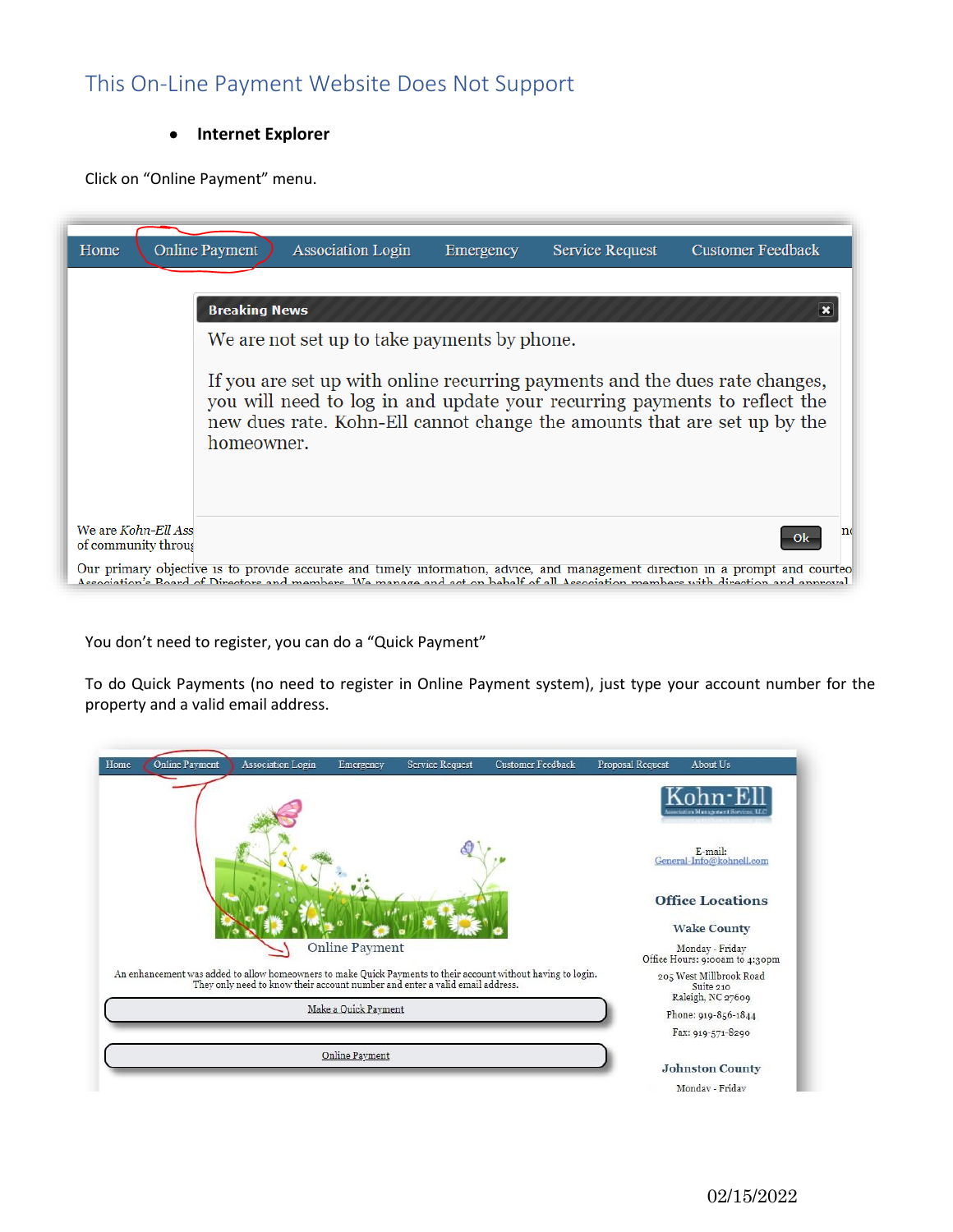## This On-Line Payment Website Does Not Support

- **Internet Explorer**

Click on “Online Payment” menu.

Home | Online Payment | Association Login | Emergency | Service Request | Customer Feedback

**Breaking News**

We are not set up to take payments by phone.

If you are set up with online recurring payments and the dues rate changes, you will need to log in and update your recurring payments to reflect the new dues rate. Kohn-Ell cannot change the amounts that are set up by the homeowner.

Ok

You don’t need to register, you can do a “Quick Payment”

To do Quick Payments (no need to register in Online Payment system), just type your account number for the property and a valid email address.

Home | Online Payment | Association Login | Emergency | Service Request | Customer Feedback | Proposal Request | About Us

Online Payment

An enhancement was added to allow homeowners to make Quick Payments to their account without having to login. They only need to know their account number and enter a valid email address.

Make a Quick Payment

Online Payment

Kohn-Ell

E-mail: General-Info@kohnell.com

**Office Locations**

**Wake County**

Monday - Friday
Office Hours: 9:00am to 4:30pm
205 West Millbrook Road
Suite 210
Raleigh, NC 27609
Phone: 919-856-1844
Fax: 919-571-8290

**Johnston County**

Monday - Friday

02/15/2022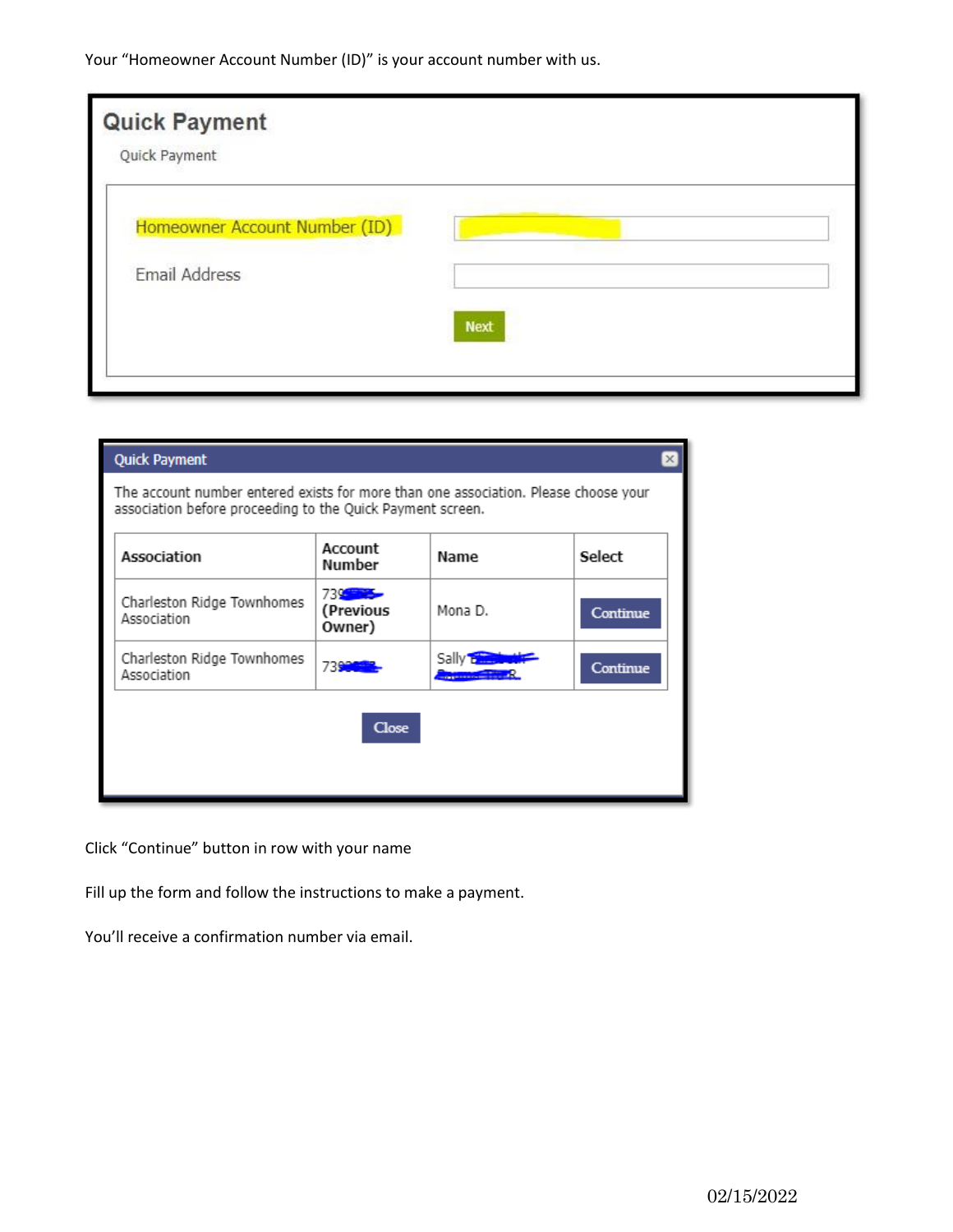Your “Homeowner Account Number (ID)” is your account number with us.

## Quick Payment

Quick Payment

Homeowner Account Number (ID)

Email Address

Next

### Quick Payment

The account number entered exists for more than one association. Please choose your association before proceeding to the Quick Payment screen.

| Association | Account Number | Name | Select |
|---|---|---|---|
| Charleston Ridge Townhomes Association | 739 (Previous Owner) | Mona D. | Continue |
| Charleston Ridge Townhomes Association | 739 | Sally | Continue |

Close

Click “Continue” button in row with your name

Fill up the form and follow the instructions to make a payment.

You’ll receive a confirmation number via email.

02/15/2022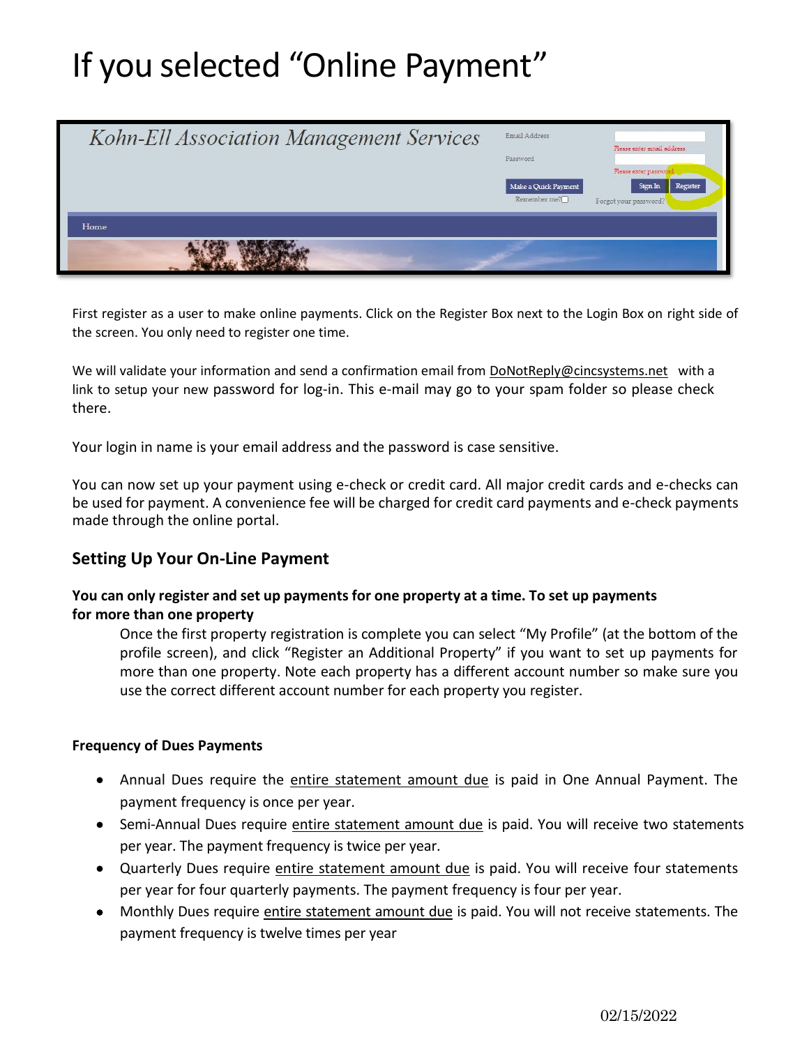# If you selected "Online Payment"

First register as a user to make online payments. Click on the Register Box next to the Login Box on right side of the screen. You only need to register one time.

We will validate your information and send a confirmation email from DoNotReply@cincsystems.net with a link to setup your new password for log-in. This e-mail may go to your spam folder so please check there.

Your login in name is your email address and the password is case sensitive.

You can now set up your payment using e-check or credit card. All major credit cards and e-checks can be used for payment. A convenience fee will be charged for credit card payments and e-check payments made through the online portal.

## Setting Up Your On-Line Payment

**You can only register and set up payments for one property at a time. To set up payments for more than one property**

Once the first property registration is complete you can select "My Profile" (at the bottom of the profile screen), and click "Register an Additional Property" if you want to set up payments for more than one property. Note each property has a different account number so make sure you use the correct different account number for each property you register.

**Frequency of Dues Payments**

- Annual Dues require the entire statement amount due is paid in One Annual Payment. The payment frequency is once per year.
- Semi-Annual Dues require entire statement amount due is paid. You will receive two statements per year. The payment frequency is twice per year.
- Quarterly Dues require entire statement amount due is paid. You will receive four statements per year for four quarterly payments. The payment frequency is four per year.
- Monthly Dues require entire statement amount due is paid. You will not receive statements. The payment frequency is twelve times per year

02/15/2022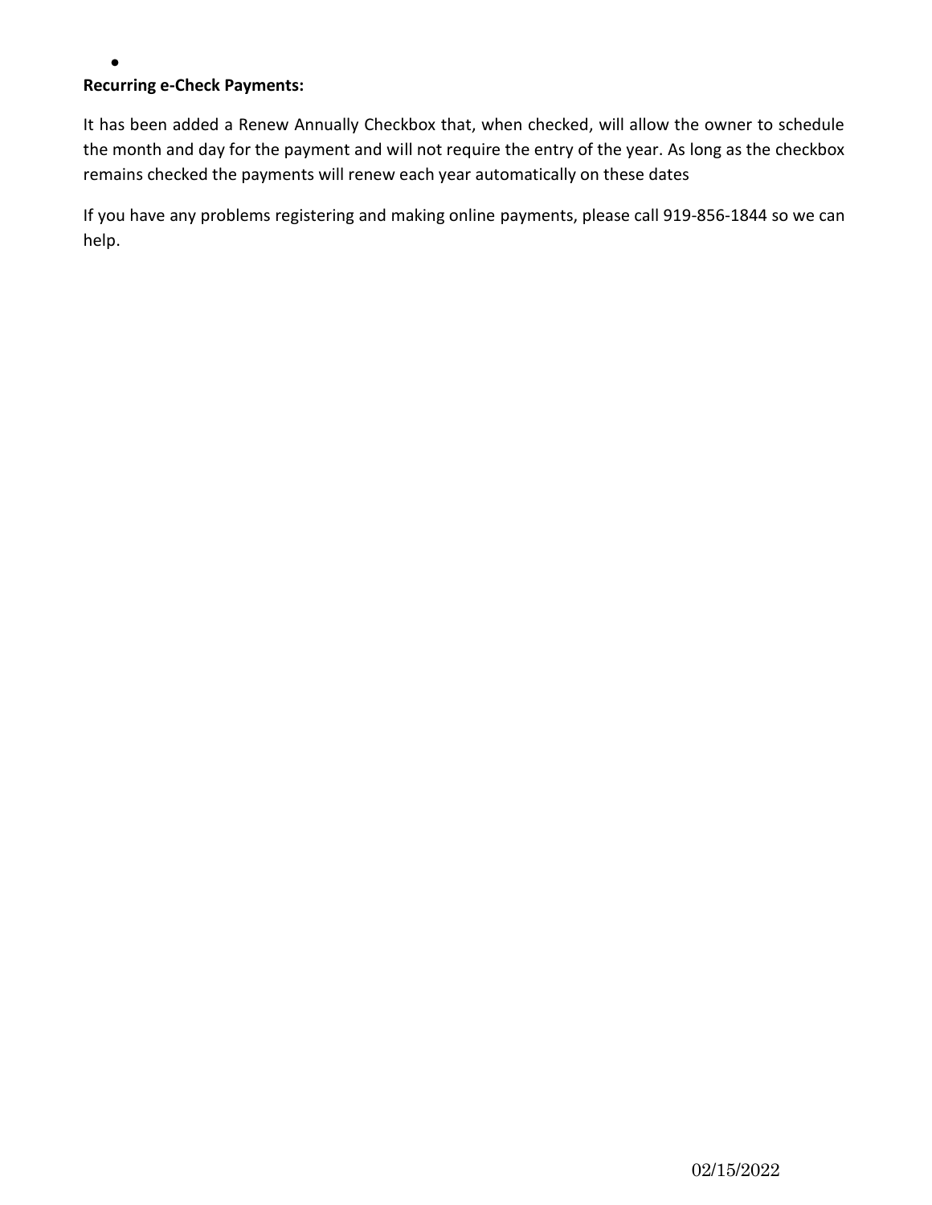- 

**Recurring e-Check Payments:**

It has been added a Renew Annually Checkbox that, when checked, will allow the owner to schedule the month and day for the payment and will not require the entry of the year. As long as the checkbox remains checked the payments will renew each year automatically on these dates

If you have any problems registering and making online payments, please call 919-856-1844 so we can help.

02/15/2022